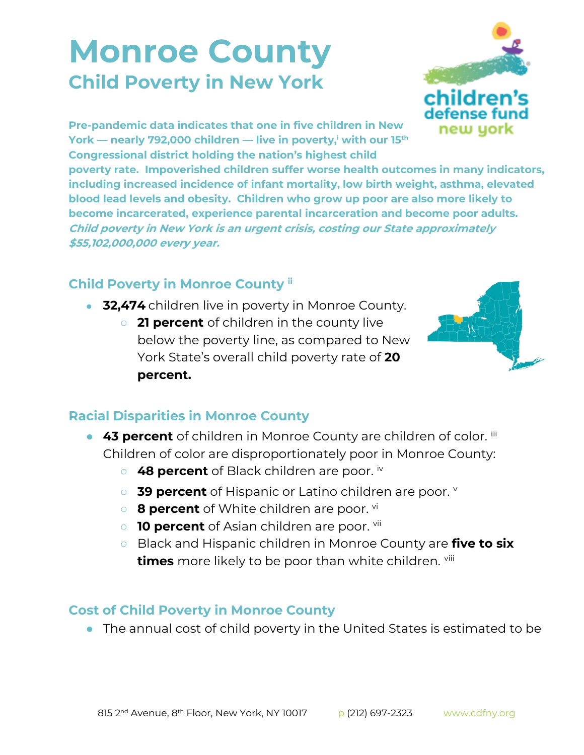# Monroe County

## Child Poverty in New York

**Pre-pandemic data indicates that one in five children in New York — nearly 792,000 children — live in poverty,[i] with our 15th Congressional district holding the nation's highest child poverty rate. Impoverished children suffer worse health outcomes in many indicators, including increased incidence of infant mortality, low birth weight, asthma, elevated blood lead levels and obesity. Children who grow up poor are also more likely to become incarcerated, experience parental incarceration and become poor adults.** ***Child poverty in New York is an urgent crisis, costing our State approximately $55,102,000,000 every year.***

### Child Poverty in Monroe County [ii]

- **32,474** children live in poverty in Monroe County.
  - **21 percent** of children in the county live below the poverty line, as compared to New York State's overall child poverty rate of **20 percent.**

### Racial Disparities in Monroe County

- **43 percent** of children in Monroe County are children of color. [iii] Children of color are disproportionately poor in Monroe County:
  - **48 percent** of Black children are poor. [iv]
  - **39 percent** of Hispanic or Latino children are poor. [v]
  - **8 percent** of White children are poor. [vi]
  - **10 percent** of Asian children are poor. [vii]
  - Black and Hispanic children in Monroe County are **five to six times** more likely to be poor than white children. [viii]

### Cost of Child Poverty in Monroe County

- The annual cost of child poverty in the United States is estimated to be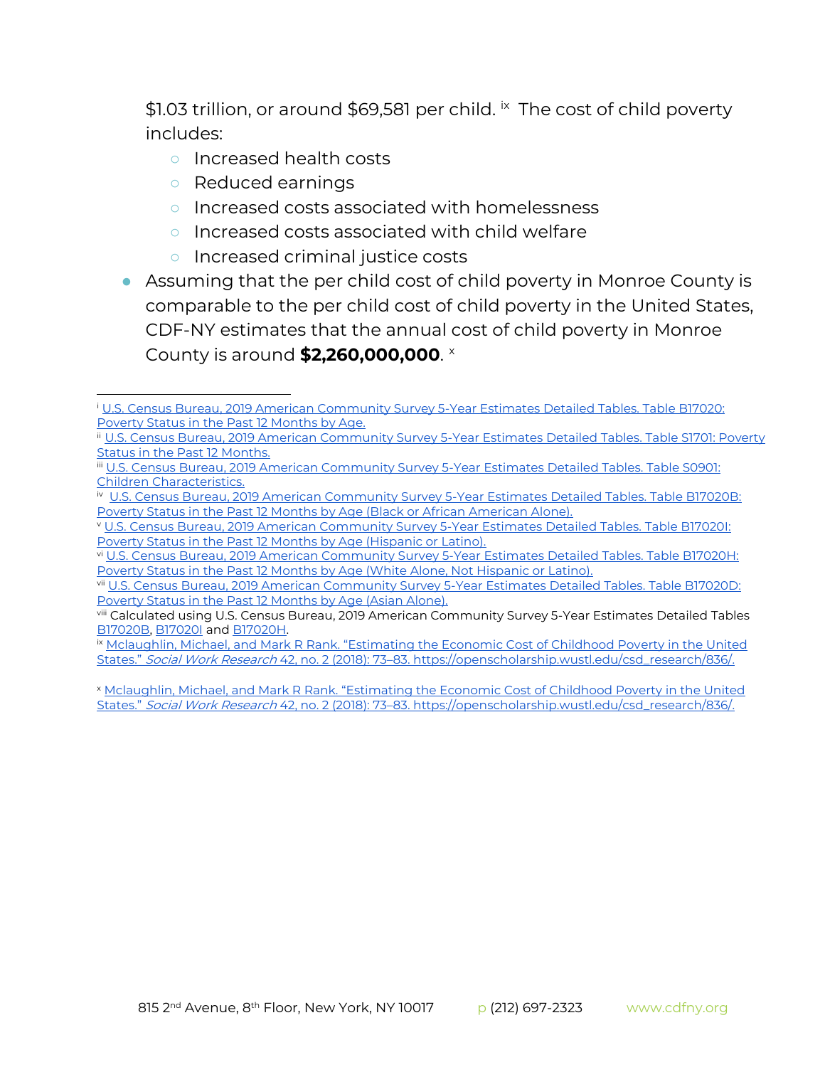$1.03 trillion, or around $69,581 per child. [ix] The cost of child poverty includes:

- Increased health costs
- Reduced earnings
- Increased costs associated with homelessness
- Increased costs associated with child welfare
- Increased criminal justice costs

- Assuming that the per child cost of child poverty in Monroe County is comparable to the per child cost of child poverty in the United States, CDF-NY estimates that the annual cost of child poverty in Monroe County is around **$2,260,000,000**. [x]

---

[i] U.S. Census Bureau, 2019 American Community Survey 5-Year Estimates Detailed Tables. Table B17020: Poverty Status in the Past 12 Months by Age.

[ii] U.S. Census Bureau, 2019 American Community Survey 5-Year Estimates Detailed Tables. Table S1701: Poverty Status in the Past 12 Months.

[iii] U.S. Census Bureau, 2019 American Community Survey 5-Year Estimates Detailed Tables. Table S0901: Children Characteristics.

[iv] U.S. Census Bureau, 2019 American Community Survey 5-Year Estimates Detailed Tables. Table B17020B: Poverty Status in the Past 12 Months by Age (Black or African American Alone).

[v] U.S. Census Bureau, 2019 American Community Survey 5-Year Estimates Detailed Tables. Table B17020I: Poverty Status in the Past 12 Months by Age (Hispanic or Latino).

[vi] U.S. Census Bureau, 2019 American Community Survey 5-Year Estimates Detailed Tables. Table B17020H: Poverty Status in the Past 12 Months by Age (White Alone, Not Hispanic or Latino).

[vii] U.S. Census Bureau, 2019 American Community Survey 5-Year Estimates Detailed Tables. Table B17020D: Poverty Status in the Past 12 Months by Age (Asian Alone).

[viii] Calculated using U.S. Census Bureau, 2019 American Community Survey 5-Year Estimates Detailed Tables B17020B, B17020I and B17020H.

[ix] Mclaughlin, Michael, and Mark R Rank. "Estimating the Economic Cost of Childhood Poverty in the United States." *Social Work Research* 42, no. 2 (2018): 73–83. https://openscholarship.wustl.edu/csd_research/836/.

[x] Mclaughlin, Michael, and Mark R Rank. "Estimating the Economic Cost of Childhood Poverty in the United States." *Social Work Research* 42, no. 2 (2018): 73–83. https://openscholarship.wustl.edu/csd_research/836/.